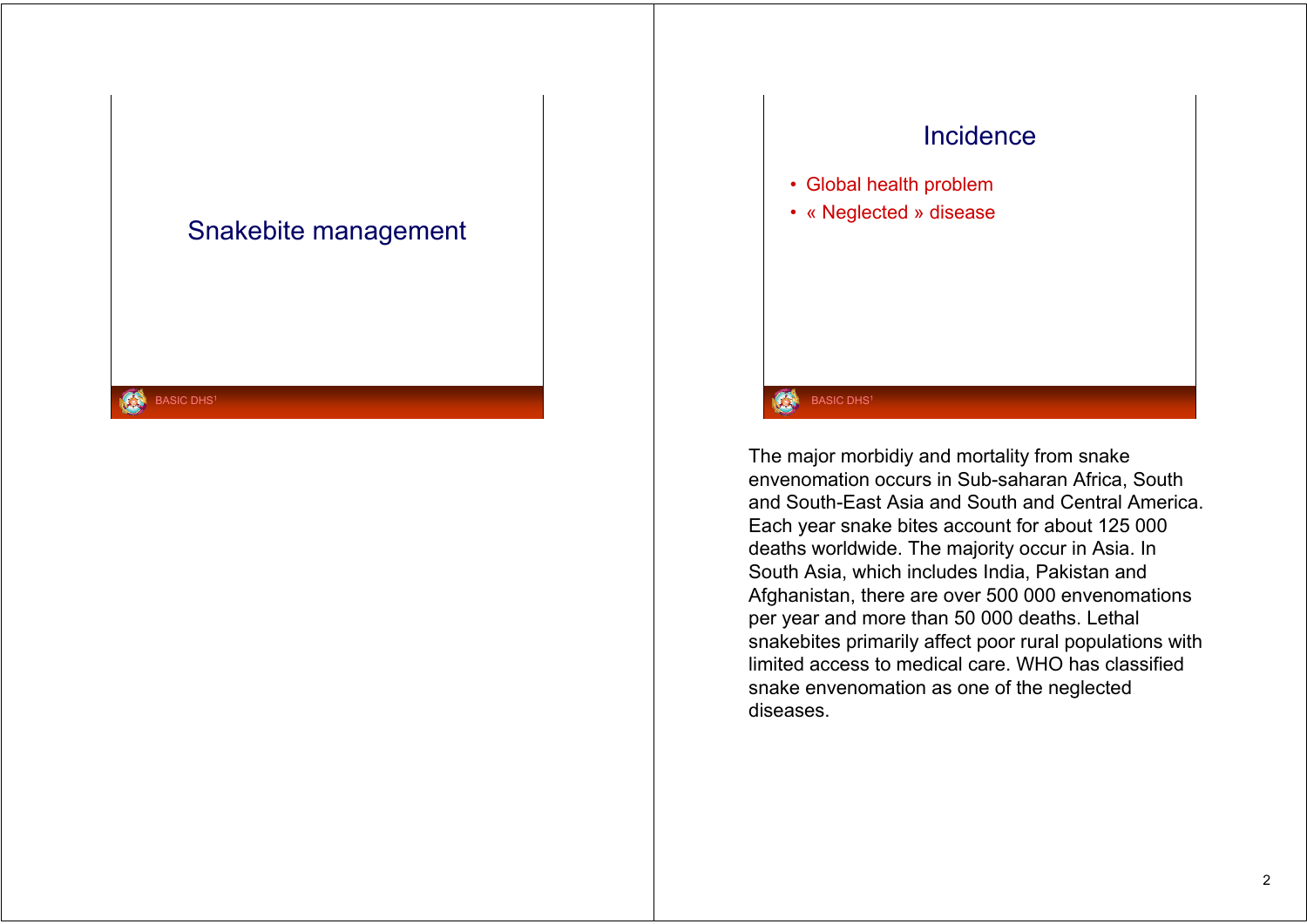# Snakebite management

## Incidence

- Global health problem
- « Neglected » disease

The major morbidiy and mortality from snake envenomation occurs in Sub-saharan Africa, South and South-East Asia and South and Central America. Each year snake bites account for about 125 000 deaths worldwide. The majority occur in Asia. In South Asia, which includes India, Pakistan and Afghanistan, there are over 500 000 envenomations per year and more than 50 000 deaths. Lethal snakebites primarily affect poor rural populations with limited access to medical care. WHO has classified snake envenomation as one of the neglected diseases.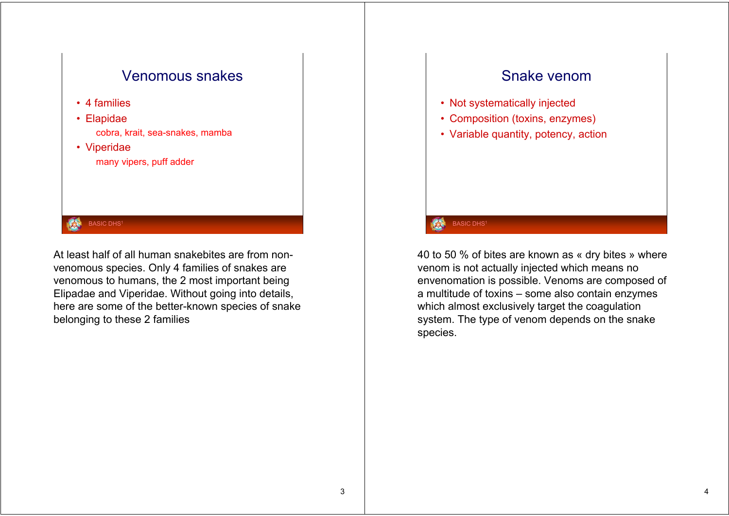## Venomous snakes

- 4 families
- Elapidae
  - cobra, krait, sea-snakes, mamba
- Viperidae
  - many vipers, puff adder

BASIC DHS[1]

At least half of all human snakebites are from non-venomous species. Only 4 families of snakes are venomous to humans, the 2 most important being Elipadae and Viperidae. Without going into details, here are some of the better-known species of snake belonging to these 2 families

## Snake venom

- Not systematically injected
- Composition (toxins, enzymes)
- Variable quantity, potency, action

BASIC DHS[1]

40 to 50 % of bites are known as « dry bites » where venom is not actually injected which means no envenomation is possible. Venoms are composed of a multitude of toxins – some also contain enzymes which almost exclusively target the coagulation system. The type of venom depends on the snake species.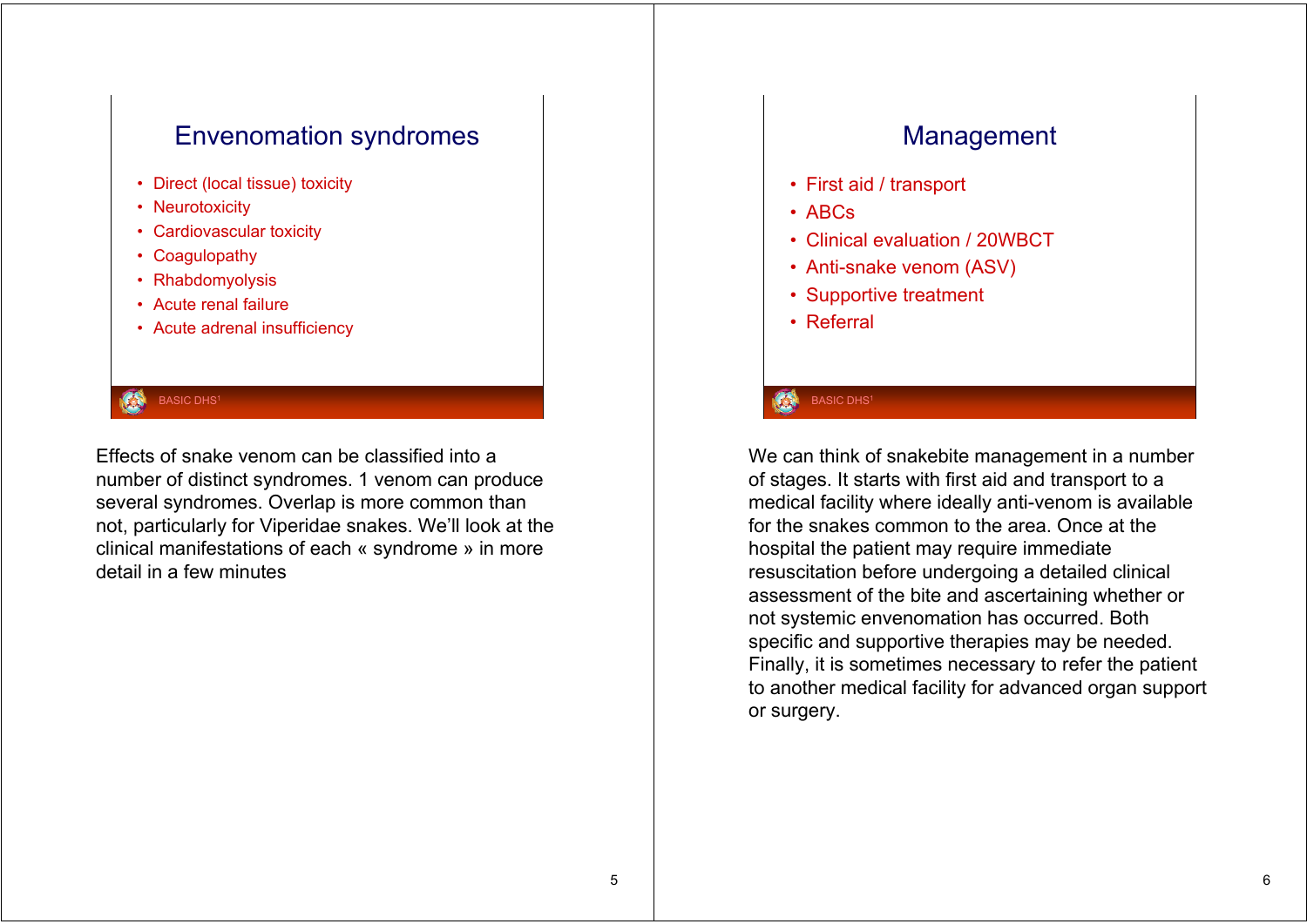## Envenomation syndromes

- Direct (local tissue) toxicity
- Neurotoxicity
- Cardiovascular toxicity
- Coagulopathy
- Rhabdomyolysis
- Acute renal failure
- Acute adrenal insufficiency

BASIC DHS[1]

Effects of snake venom can be classified into a number of distinct syndromes. 1 venom can produce several syndromes. Overlap is more common than not, particularly for Viperidae snakes. We'll look at the clinical manifestations of each « syndrome » in more detail in a few minutes

## Management

- First aid / transport
- ABCs
- Clinical evaluation / 20WBCT
- Anti-snake venom (ASV)
- Supportive treatment
- Referral

BASIC DHS[1]

We can think of snakebite management in a number of stages. It starts with first aid and transport to a medical facility where ideally anti-venom is available for the snakes common to the area. Once at the hospital the patient may require immediate resuscitation before undergoing a detailed clinical assessment of the bite and ascertaining whether or not systemic envenomation has occurred. Both specific and supportive therapies may be needed. Finally, it is sometimes necessary to refer the patient to another medical facility for advanced organ support or surgery.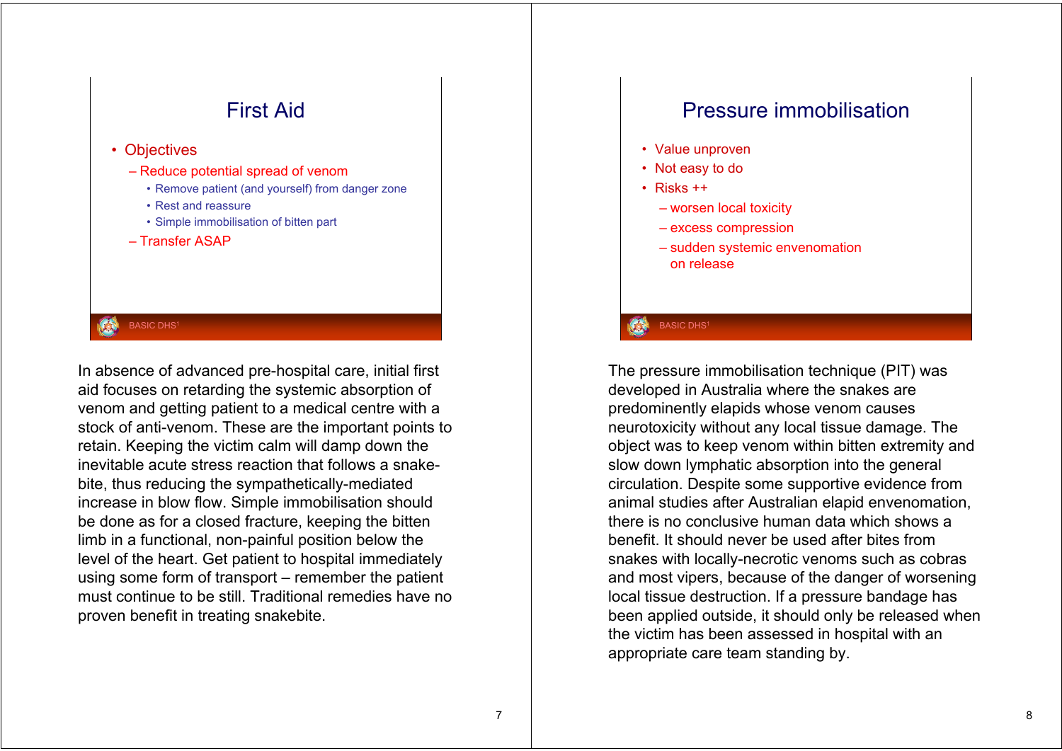## First Aid

- Objectives
  - Reduce potential spread of venom
    - Remove patient (and yourself) from danger zone
    - Rest and reassure
    - Simple immobilisation of bitten part
  - Transfer ASAP

In absence of advanced pre-hospital care, initial first aid focuses on retarding the systemic absorption of venom and getting patient to a medical centre with a stock of anti-venom. These are the important points to retain. Keeping the victim calm will damp down the inevitable acute stress reaction that follows a snake-bite, thus reducing the sympathetically-mediated increase in blow flow. Simple immobilisation should be done as for a closed fracture, keeping the bitten limb in a functional, non-painful position below the level of the heart. Get patient to hospital immediately using some form of transport – remember the patient must continue to be still. Traditional remedies have no proven benefit in treating snakebite.

## Pressure immobilisation

- Value unproven
- Not easy to do
- Risks ++
  - worsen local toxicity
  - excess compression
  - sudden systemic envenomation on release

The pressure immobilisation technique (PIT) was developed in Australia where the snakes are predominently elapids whose venom causes neurotoxicity without any local tissue damage. The object was to keep venom within bitten extremity and slow down lymphatic absorption into the general circulation. Despite some supportive evidence from animal studies after Australian elapid envenomation, there is no conclusive human data which shows a benefit. It should never be used after bites from snakes with locally-necrotic venoms such as cobras and most vipers, because of the danger of worsening local tissue destruction. If a pressure bandage has been applied outside, it should only be released when the victim has been assessed in hospital with an appropriate care team standing by.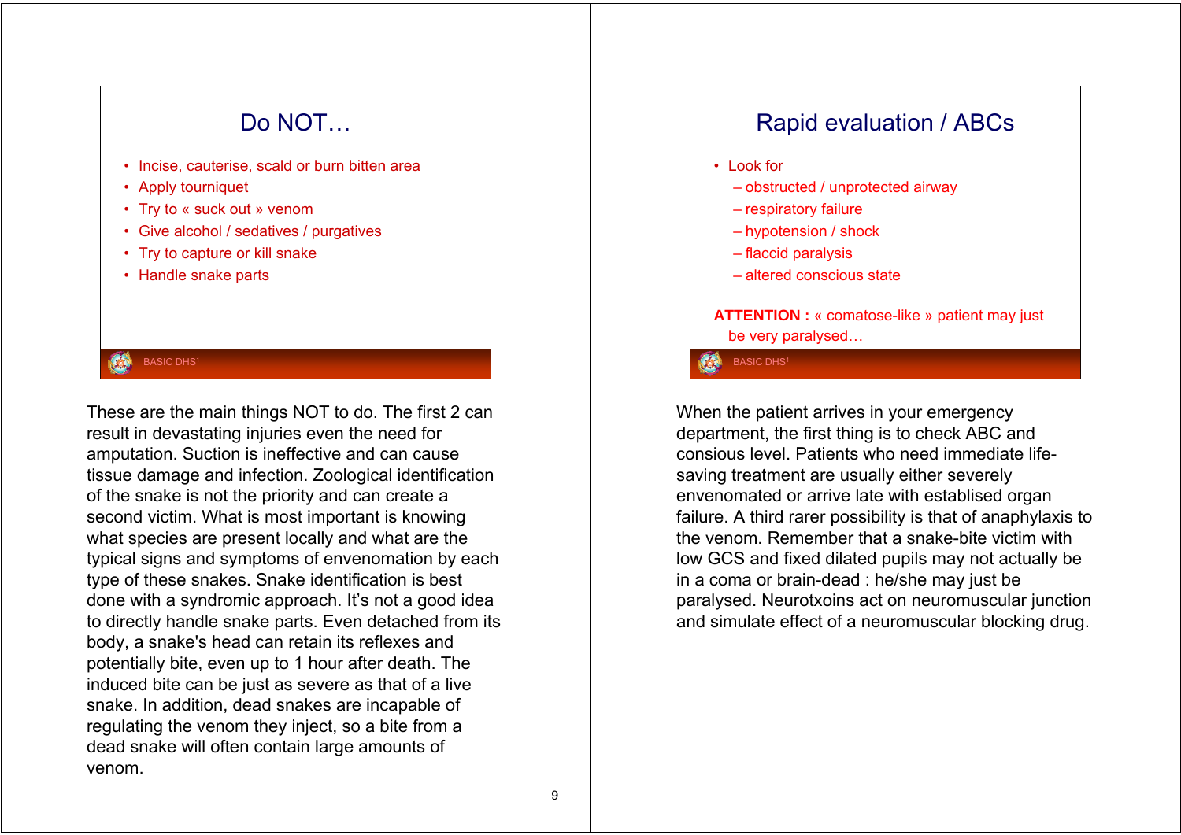## Do NOT…

- Incise, cauterise, scald or burn bitten area
- Apply tourniquet
- Try to « suck out » venom
- Give alcohol / sedatives / purgatives
- Try to capture or kill snake
- Handle snake parts

BASIC DHS[1]

These are the main things NOT to do. The first 2 can result in devastating injuries even the need for amputation. Suction is ineffective and can cause tissue damage and infection. Zoological identification of the snake is not the priority and can create a second victim. What is most important is knowing what species are present locally and what are the typical signs and symptoms of envenomation by each type of these snakes. Snake identification is best done with a syndromic approach. It's not a good idea to directly handle snake parts. Even detached from its body, a snake's head can retain its reflexes and potentially bite, even up to 1 hour after death. The induced bite can be just as severe as that of a live snake. In addition, dead snakes are incapable of regulating the venom they inject, so a bite from a dead snake will often contain large amounts of venom.

## Rapid evaluation / ABCs

- Look for
  - obstructed / unprotected airway
  - respiratory failure
  - hypotension / shock
  - flaccid paralysis
  - altered conscious state

**ATTENTION :** « comatose-like » patient may just be very paralysed…

BASIC DHS[1]

When the patient arrives in your emergency department, the first thing is to check ABC and consious level. Patients who need immediate life-saving treatment are usually either severely envenomated or arrive late with establised organ failure. A third rarer possibility is that of anaphylaxis to the venom. Remember that a snake-bite victim with low GCS and fixed dilated pupils may not actually be in a coma or brain-dead : he/she may just be paralysed. Neurotxoins act on neuromuscular junction and simulate effect of a neuromuscular blocking drug.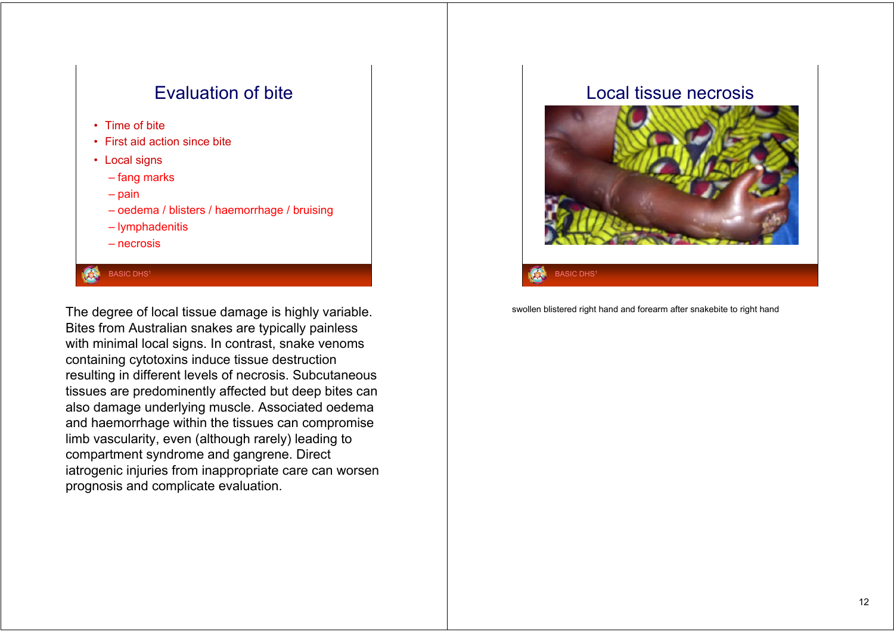## Evaluation of bite

- Time of bite
- First aid action since bite
- Local signs
  - fang marks
  - pain
  - oedema / blisters / haemorrhage / bruising
  - lymphadenitis
  - necrosis

The degree of local tissue damage is highly variable. Bites from Australian snakes are typically painless with minimal local signs. In contrast, snake venoms containing cytotoxins induce tissue destruction resulting in different levels of necrosis. Subcutaneous tissues are predominently affected but deep bites can also damage underlying muscle. Associated oedema and haemorrhage within the tissues can compromise limb vascularity, even (although rarely) leading to compartment syndrome and gangrene. Direct iatrogenic injuries from inappropriate care can worsen prognosis and complicate evaluation.

## Local tissue necrosis

swollen blistered right hand and forearm after snakebite to right hand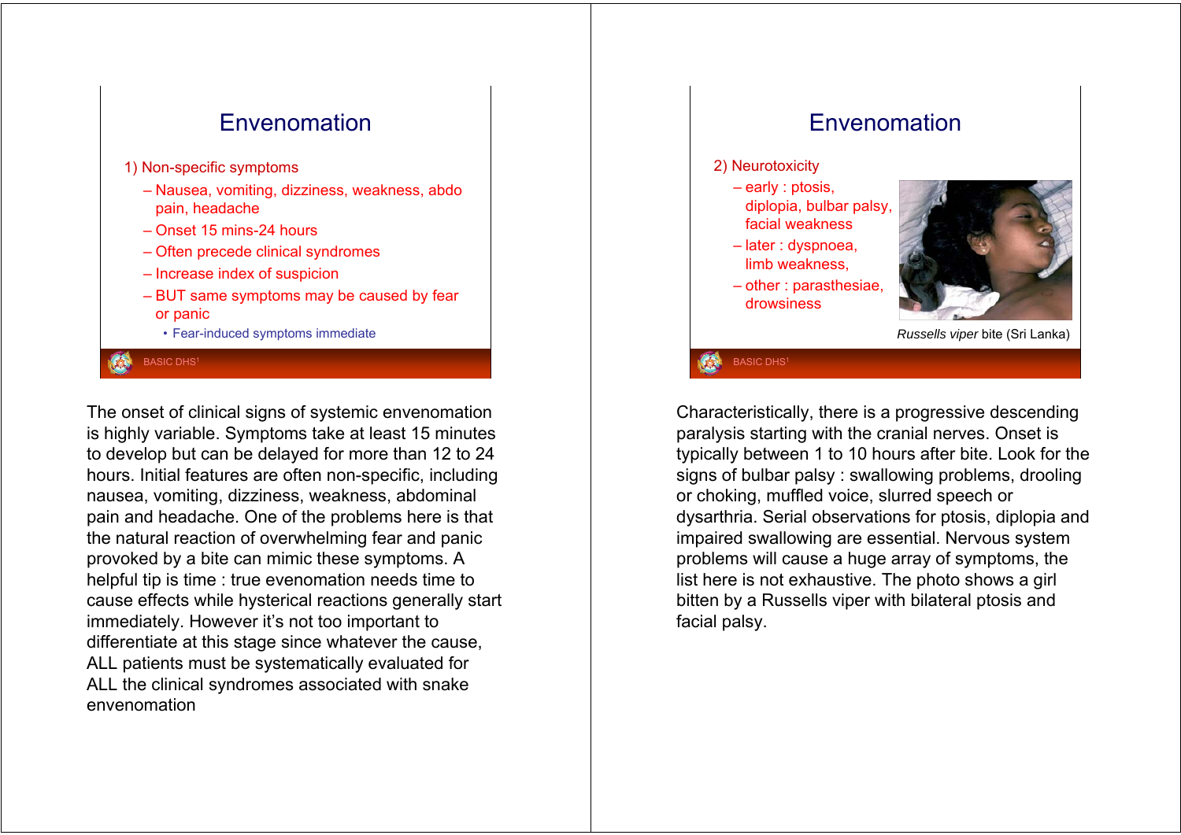## Envenomation

1) Non-specific symptoms

- Nausea, vomiting, dizziness, weakness, abdo pain, headache
- Onset 15 mins-24 hours
- Often precede clinical syndromes
- Increase index of suspicion
- BUT same symptoms may be caused by fear or panic
  - Fear-induced symptoms immediate

The onset of clinical signs of systemic envenomation is highly variable. Symptoms take at least 15 minutes to develop but can be delayed for more than 12 to 24 hours. Initial features are often non-specific, including nausea, vomiting, dizziness, weakness, abdominal pain and headache. One of the problems here is that the natural reaction of overwhelming fear and panic provoked by a bite can mimic these symptoms. A helpful tip is time : true evenomation needs time to cause effects while hysterical reactions generally start immediately. However it's not too important to differentiate at this stage since whatever the cause, ALL patients must be systematically evaluated for ALL the clinical syndromes associated with snake envenomation

## Envenomation

2) Neurotoxicity

- early : ptosis, diplopia, bulbar palsy, facial weakness
- later : dyspnoea, limb weakness,
- other : parasthesiae, drowsiness

*Russells viper* bite (Sri Lanka)

Characteristically, there is a progressive descending paralysis starting with the cranial nerves. Onset is typically between 1 to 10 hours after bite. Look for the signs of bulbar palsy : swallowing problems, drooling or choking, muffled voice, slurred speech or dysarthria. Serial observations for ptosis, diplopia and impaired swallowing are essential. Nervous system problems will cause a huge array of symptoms, the list here is not exhaustive. The photo shows a girl bitten by a Russells viper with bilateral ptosis and facial palsy.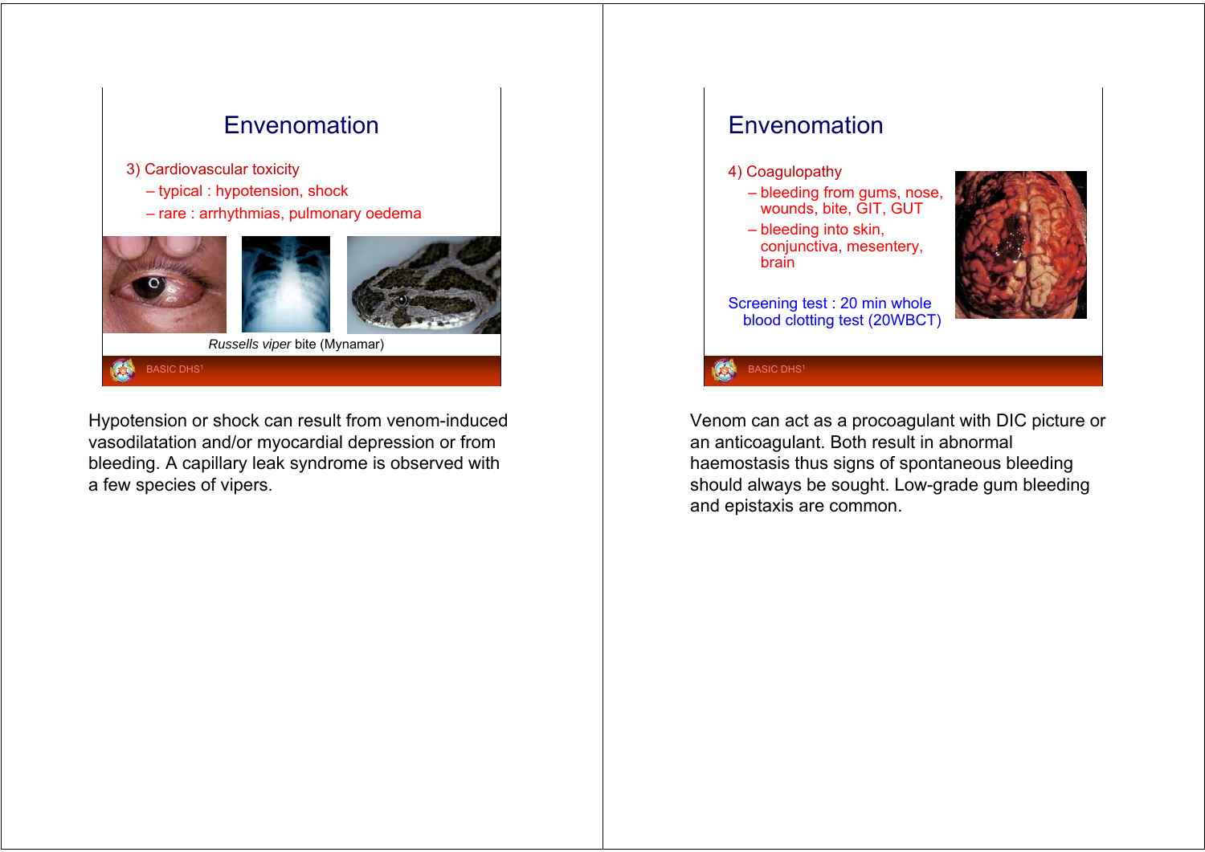## Envenomation

3) Cardiovascular toxicity
- typical : hypotension, shock
- rare : arrhythmias, pulmonary oedema

*Russells viper* bite (Mynamar)

Hypotension or shock can result from venom-induced vasodilatation and/or myocardial depression or from bleeding. A capillary leak syndrome is observed with a few species of vipers.

## Envenomation

4) Coagulopathy
- bleeding from gums, nose, wounds, bite, GIT, GUT
- bleeding into skin, conjunctiva, mesentery, brain

Screening test : 20 min whole blood clotting test (20WBCT)

Venom can act as a procoagulant with DIC picture or an anticoagulant. Both result in abnormal haemostasis thus signs of spontaneous bleeding should always be sought. Low-grade gum bleeding and epistaxis are common.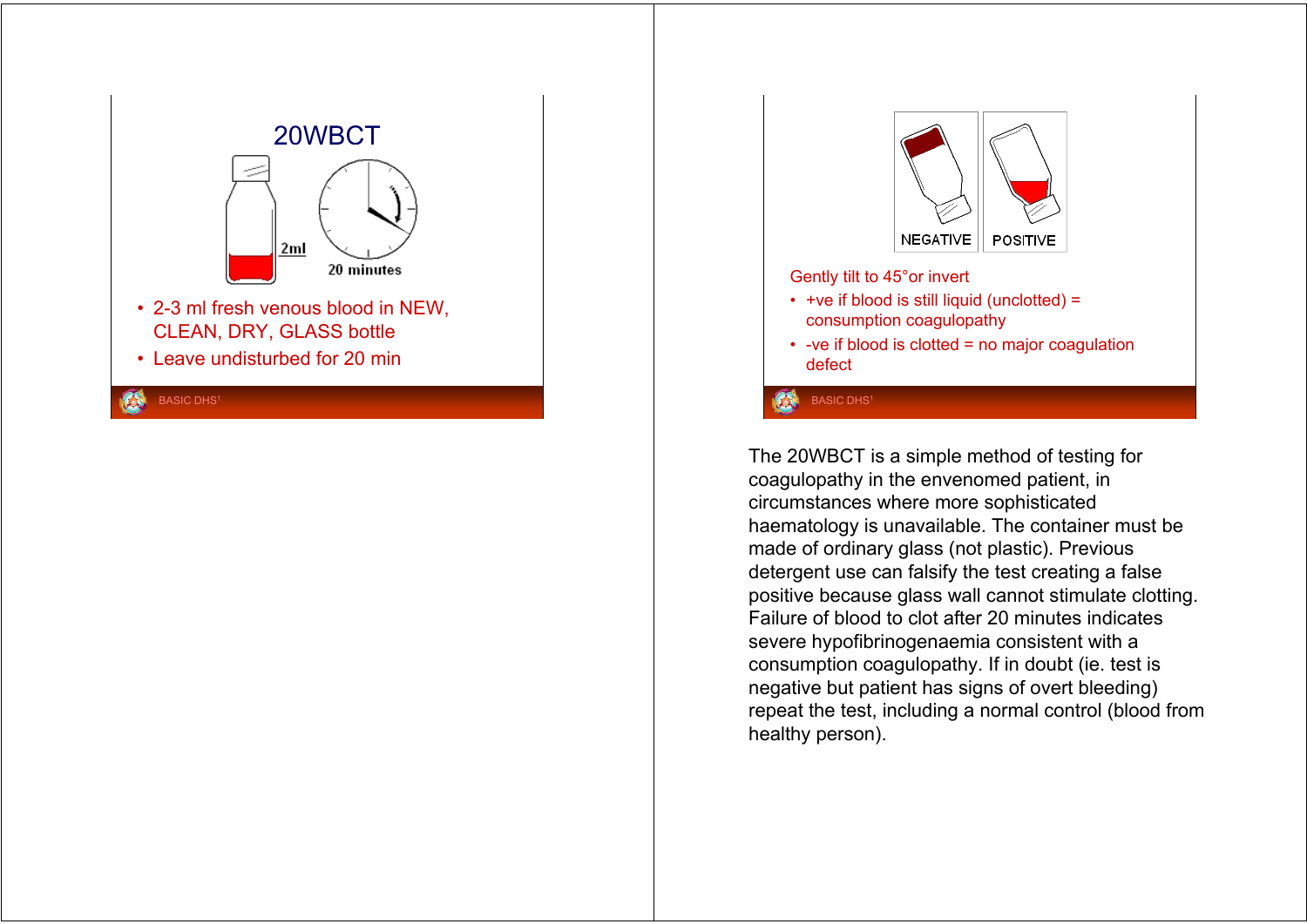## 20WBCT

2ml

20 minutes

- 2-3 ml fresh venous blood in NEW, CLEAN, DRY, GLASS bottle
- Leave undisturbed for 20 min

NEGATIVE POSITIVE

Gently tilt to 45°or invert

- +ve if blood is still liquid (unclotted) = consumption coagulopathy
- -ve if blood is clotted = no major coagulation defect

The 20WBCT is a simple method of testing for coagulopathy in the envenomed patient, in circumstances where more sophisticated haematology is unavailable. The container must be made of ordinary glass (not plastic). Previous detergent use can falsify the test creating a false positive because glass wall cannot stimulate clotting. Failure of blood to clot after 20 minutes indicates severe hypofibrinogenaemia consistent with a consumption coagulopathy. If in doubt (ie. test is negative but patient has signs of overt bleeding) repeat the test, including a normal control (blood from healthy person).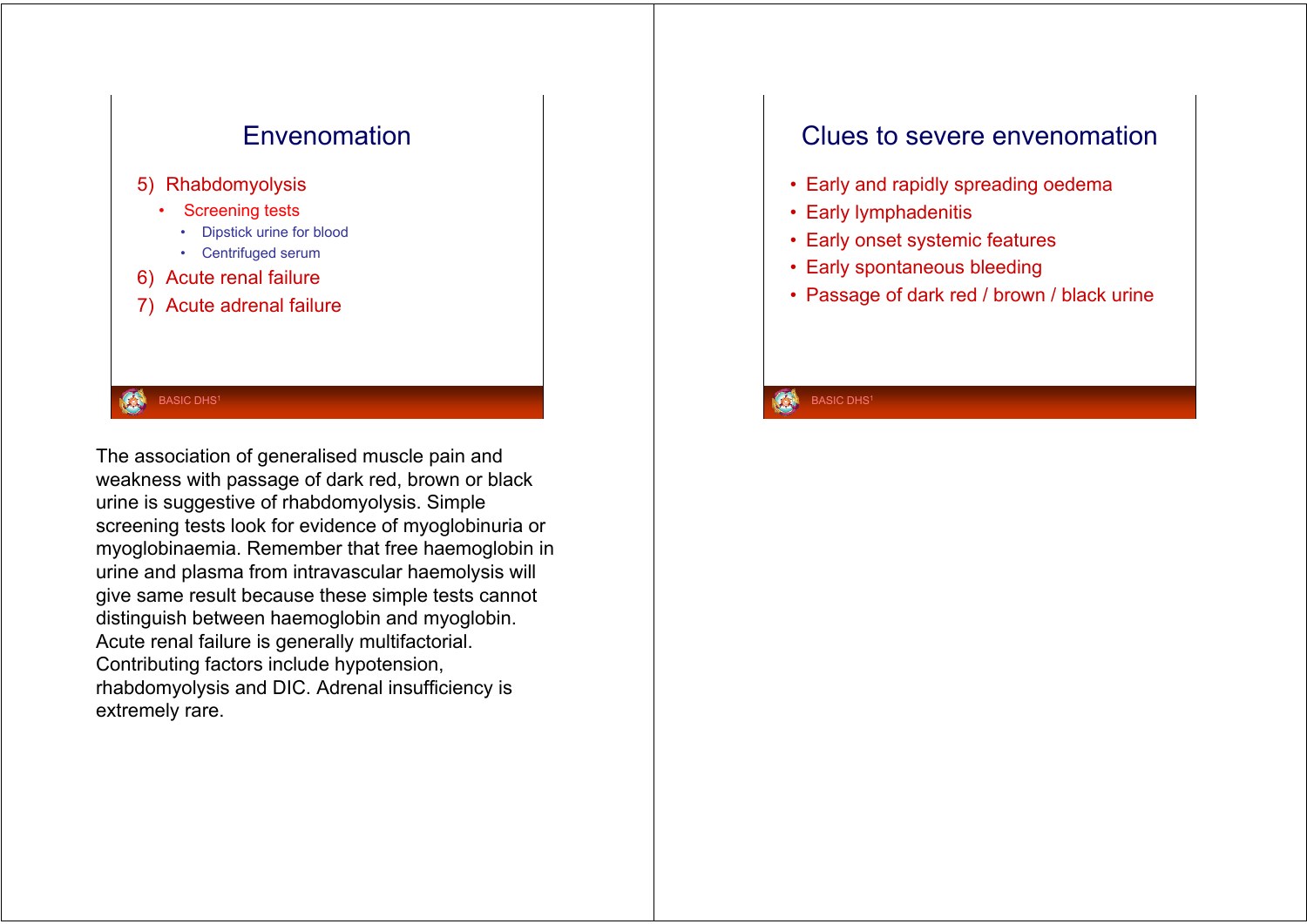## Envenomation

5) Rhabdomyolysis
   - Screening tests
     - Dipstick urine for blood
     - Centrifuged serum
6) Acute renal failure
7) Acute adrenal failure

The association of generalised muscle pain and weakness with passage of dark red, brown or black urine is suggestive of rhabdomyolysis. Simple screening tests look for evidence of myoglobinuria or myoglobinaemia. Remember that free haemoglobin in urine and plasma from intravascular haemolysis will give same result because these simple tests cannot distinguish between haemoglobin and myoglobin. Acute renal failure is generally multifactorial. Contributing factors include hypotension, rhabdomyolysis and DIC. Adrenal insufficiency is extremely rare.

## Clues to severe envenomation

- Early and rapidly spreading oedema
- Early lymphadenitis
- Early onset systemic features
- Early spontaneous bleeding
- Passage of dark red / brown / black urine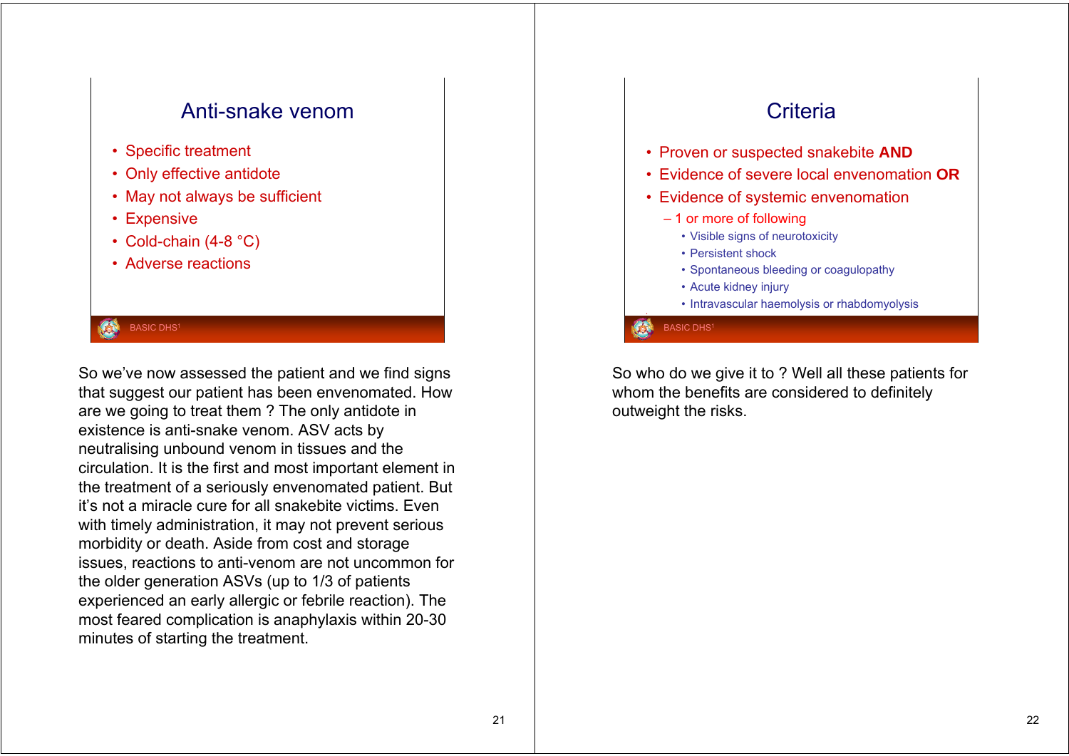## Anti-snake venom

- Specific treatment
- Only effective antidote
- May not always be sufficient
- Expensive
- Cold-chain (4-8 °C)
- Adverse reactions

BASIC DHS[1]

So we've now assessed the patient and we find signs that suggest our patient has been envenomated. How are we going to treat them ? The only antidote in existence is anti-snake venom. ASV acts by neutralising unbound venom in tissues and the circulation. It is the first and most important element in the treatment of a seriously envenomated patient. But it's not a miracle cure for all snakebite victims. Even with timely administration, it may not prevent serious morbidity or death. Aside from cost and storage issues, reactions to anti-venom are not uncommon for the older generation ASVs (up to 1/3 of patients experienced an early allergic or febrile reaction). The most feared complication is anaphylaxis within 20-30 minutes of starting the treatment.

## Criteria

- Proven or suspected snakebite **AND**
- Evidence of severe local envenomation **OR**
- Evidence of systemic envenomation
  - 1 or more of following
    - Visible signs of neurotoxicity
    - Persistent shock
    - Spontaneous bleeding or coagulopathy
    - Acute kidney injury
    - Intravascular haemolysis or rhabdomyolysis

BASIC DHS[1]

So who do we give it to ? Well all these patients for whom the benefits are considered to definitely outweight the risks.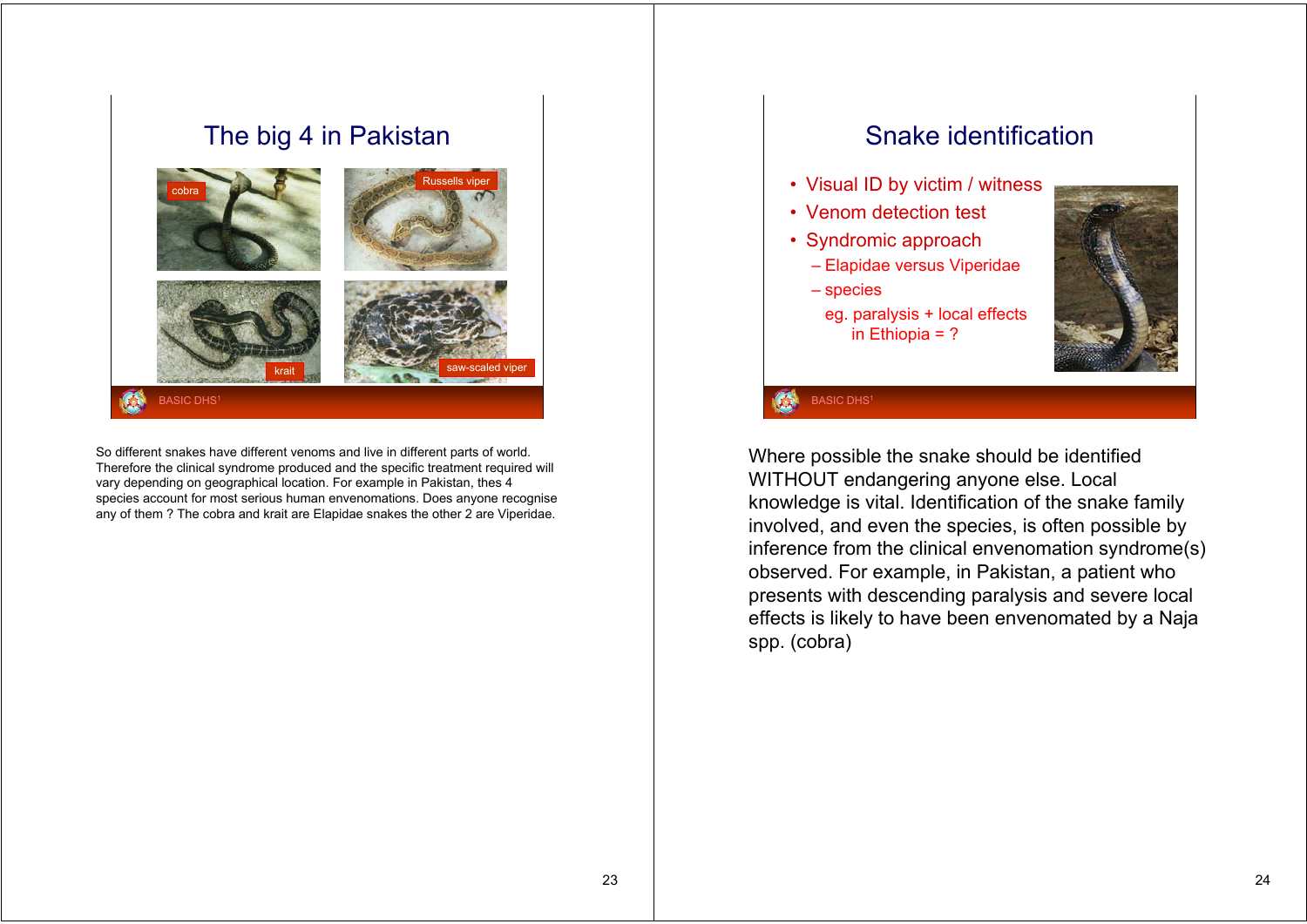## The big 4 in Pakistan

cobra

Russells viper

krait

saw-scaled viper

So different snakes have different venoms and live in different parts of world. Therefore the clinical syndrome produced and the specific treatment required will vary depending on geographical location. For example in Pakistan, thes 4 species account for most serious human envenomations. Does anyone recognise any of them ? The cobra and krait are Elapidae snakes the other 2 are Viperidae.

## Snake identification

- Visual ID by victim / witness
- Venom detection test
- Syndromic approach
  - Elapidae versus Viperidae
  - species

    eg. paralysis + local effects in Ethiopia = ?

Where possible the snake should be identified WITHOUT endangering anyone else. Local knowledge is vital. Identification of the snake family involved, and even the species, is often possible by inference from the clinical envenomation syndrome(s) observed. For example, in Pakistan, a patient who presents with descending paralysis and severe local effects is likely to have been envenomated by a Naja spp. (cobra)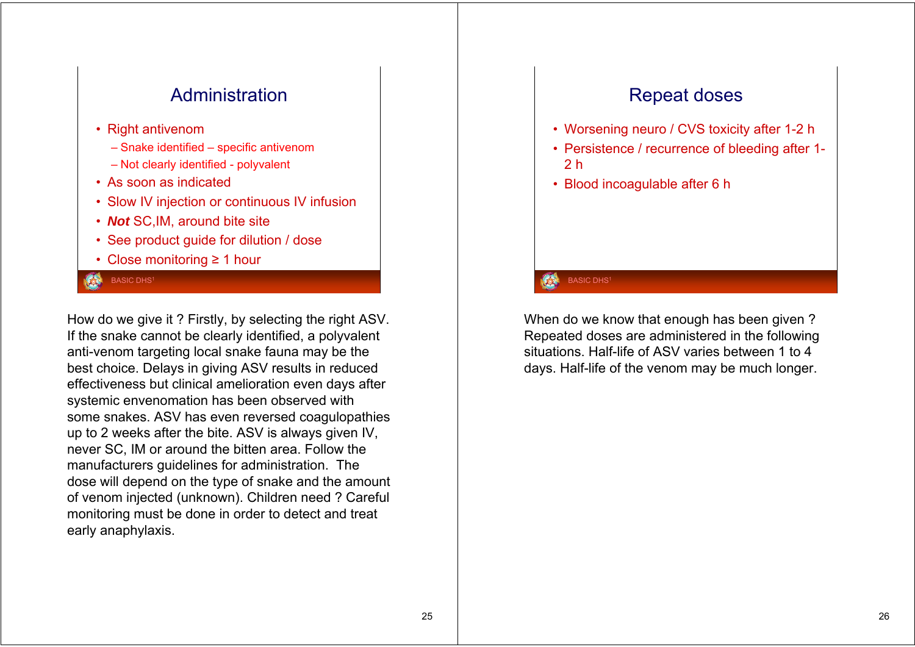## Administration

- Right antivenom
  - Snake identified – specific antivenom
  - Not clearly identified - polyvalent
- As soon as indicated
- Slow IV injection or continuous IV infusion
- ***Not*** SC,IM, around bite site
- See product guide for dilution / dose
- Close monitoring ≥ 1 hour

How do we give it ? Firstly, by selecting the right ASV. If the snake cannot be clearly identified, a polyvalent anti-venom targeting local snake fauna may be the best choice. Delays in giving ASV results in reduced effectiveness but clinical amelioration even days after systemic envenomation has been observed with some snakes. ASV has even reversed coagulopathies up to 2 weeks after the bite. ASV is always given IV, never SC, IM or around the bitten area. Follow the manufacturers guidelines for administration. The dose will depend on the type of snake and the amount of venom injected (unknown). Children need ? Careful monitoring must be done in order to detect and treat early anaphylaxis.

## Repeat doses

- Worsening neuro / CVS toxicity after 1-2 h
- Persistence / recurrence of bleeding after 1-2 h
- Blood incoagulable after 6 h

When do we know that enough has been given ? Repeated doses are administered in the following situations. Half-life of ASV varies between 1 to 4 days. Half-life of the venom may be much longer.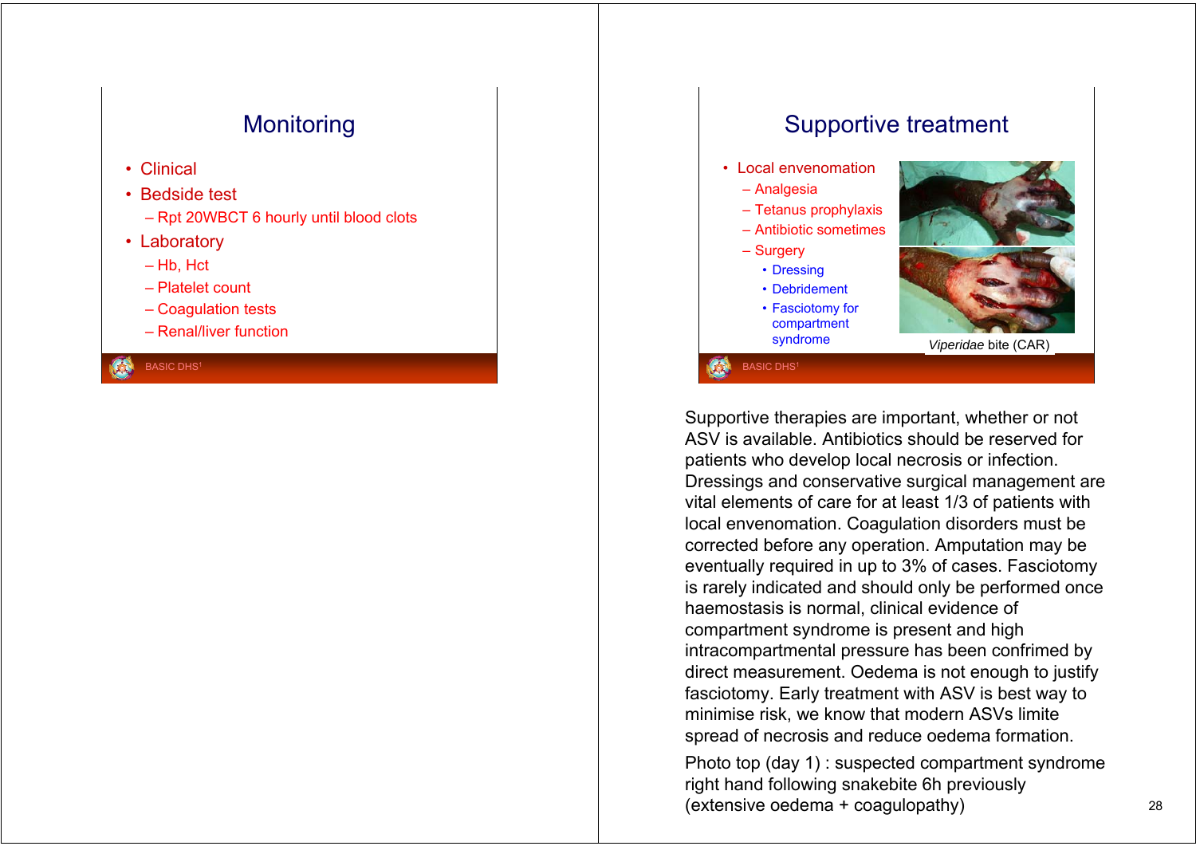## Monitoring

- Clinical
- Bedside test
  - Rpt 20WBCT 6 hourly until blood clots
- Laboratory
  - Hb, Hct
  - Platelet count
  - Coagulation tests
  - Renal/liver function

## Supportive treatment

- Local envenomation
  - Analgesia
  - Tetanus prophylaxis
  - Antibiotic sometimes
  - Surgery
    - Dressing
    - Debridement
    - Fasciotomy for compartment syndrome

*Viperidae* bite (CAR)

Supportive therapies are important, whether or not ASV is available. Antibiotics should be reserved for patients who develop local necrosis or infection. Dressings and conservative surgical management are vital elements of care for at least 1/3 of patients with local envenomation. Coagulation disorders must be corrected before any operation. Amputation may be eventually required in up to 3% of cases. Fasciotomy is rarely indicated and should only be performed once haemostasis is normal, clinical evidence of compartment syndrome is present and high intracompartmental pressure has been confrimed by direct measurement. Oedema is not enough to justify fasciotomy. Early treatment with ASV is best way to minimise risk, we know that modern ASVs limite spread of necrosis and reduce oedema formation.

Photo top (day 1) : suspected compartment syndrome right hand following snakebite 6h previously (extensive oedema + coagulopathy)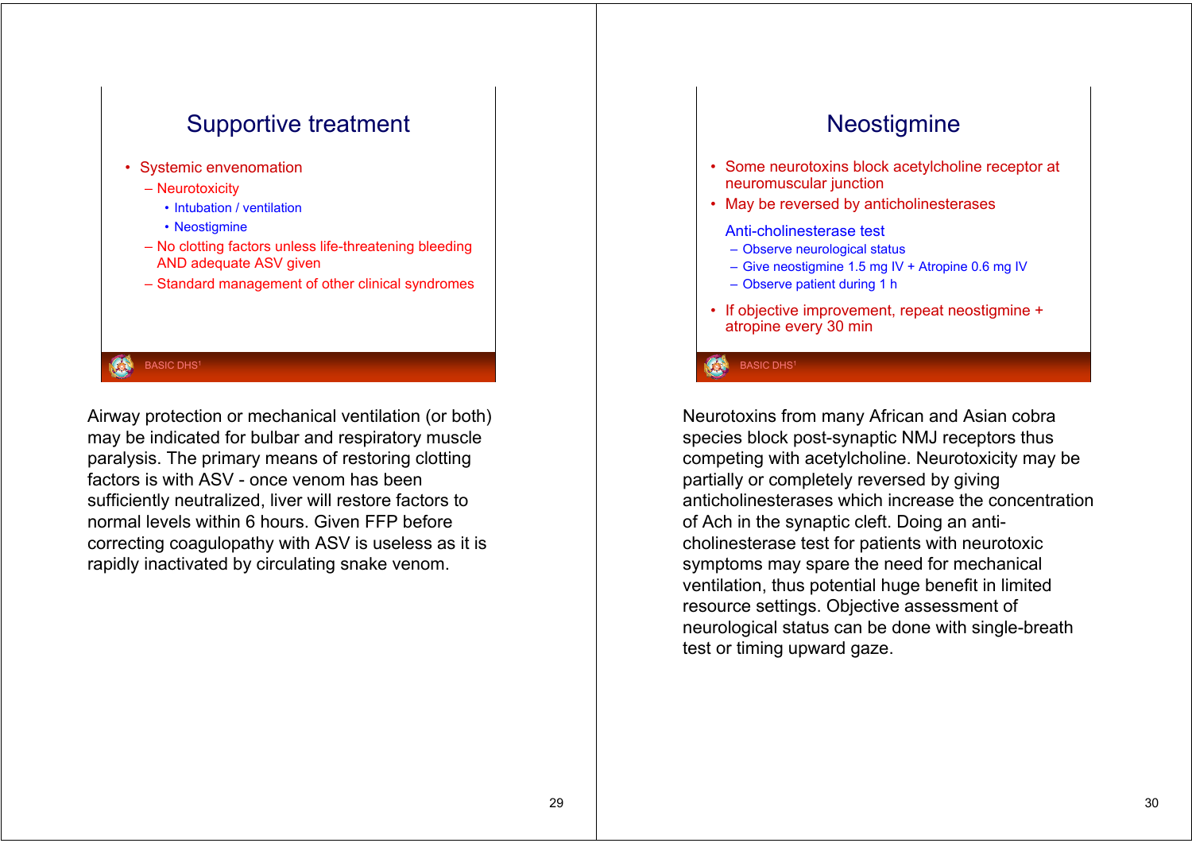## Supportive treatment

- Systemic envenomation
  - Neurotoxicity
    - Intubation / ventilation
    - Neostigmine
  - No clotting factors unless life-threatening bleeding AND adequate ASV given
  - Standard management of other clinical syndromes

BASIC DHS[1]

Airway protection or mechanical ventilation (or both) may be indicated for bulbar and respiratory muscle paralysis. The primary means of restoring clotting factors is with ASV - once venom has been sufficiently neutralized, liver will restore factors to normal levels within 6 hours. Given FFP before correcting coagulopathy with ASV is useless as it is rapidly inactivated by circulating snake venom.

## Neostigmine

- Some neurotoxins block acetylcholine receptor at neuromuscular junction
- May be reversed by anticholinesterases

  Anti-cholinesterase test
  - Observe neurological status
  - Give neostigmine 1.5 mg IV + Atropine 0.6 mg IV
  - Observe patient during 1 h
- If objective improvement, repeat neostigmine + atropine every 30 min

BASIC DHS[1]

Neurotoxins from many African and Asian cobra species block post-synaptic NMJ receptors thus competing with acetylcholine. Neurotoxicity may be partially or completely reversed by giving anticholinesterases which increase the concentration of Ach in the synaptic cleft. Doing an anti-cholinesterase test for patients with neurotoxic symptoms may spare the need for mechanical ventilation, thus potential huge benefit in limited resource settings. Objective assessment of neurological status can be done with single-breath test or timing upward gaze.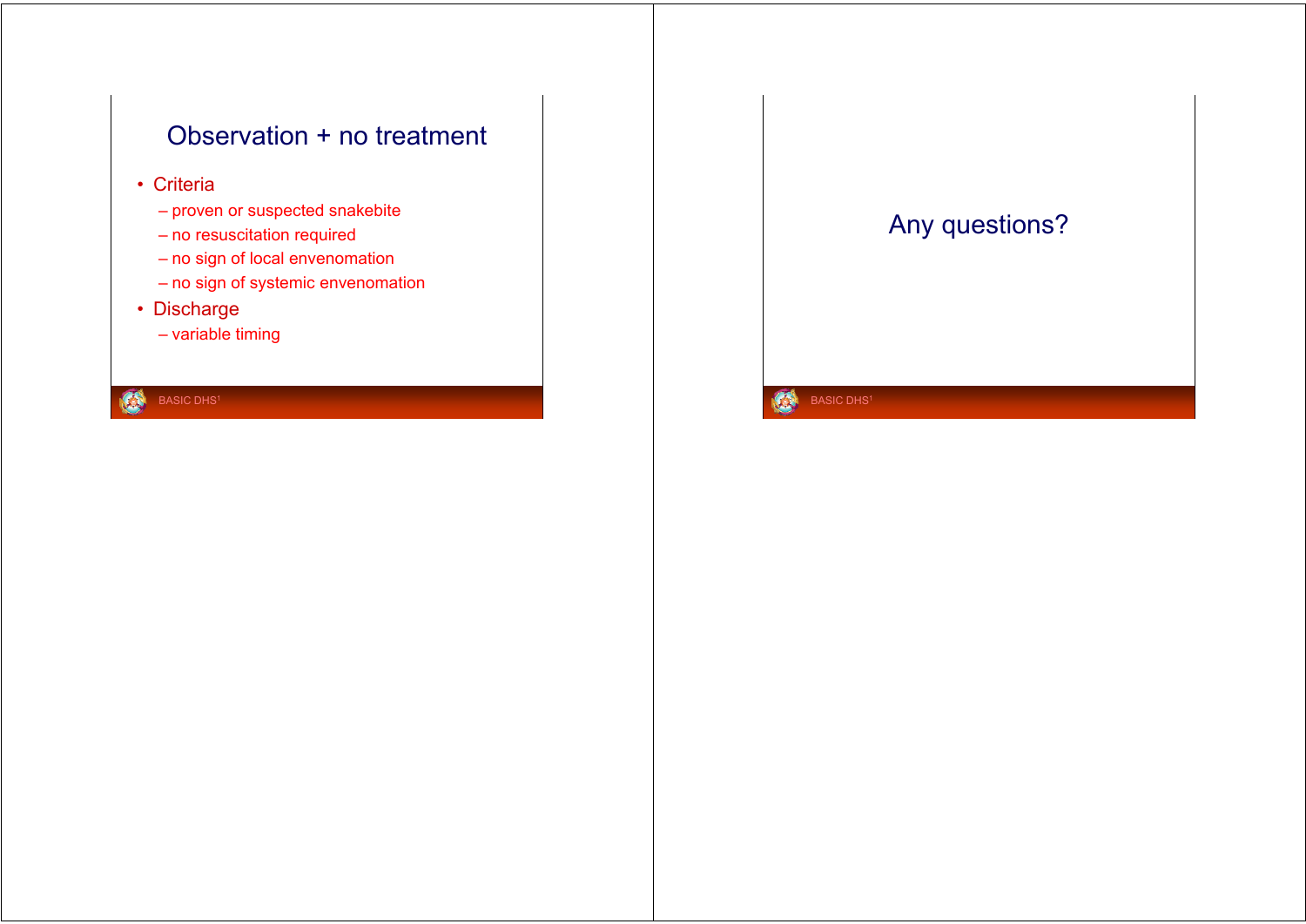## Observation + no treatment

- Criteria
  - proven or suspected snakebite
  - no resuscitation required
  - no sign of local envenomation
  - no sign of systemic envenomation
- Discharge
  - variable timing

## Any questions?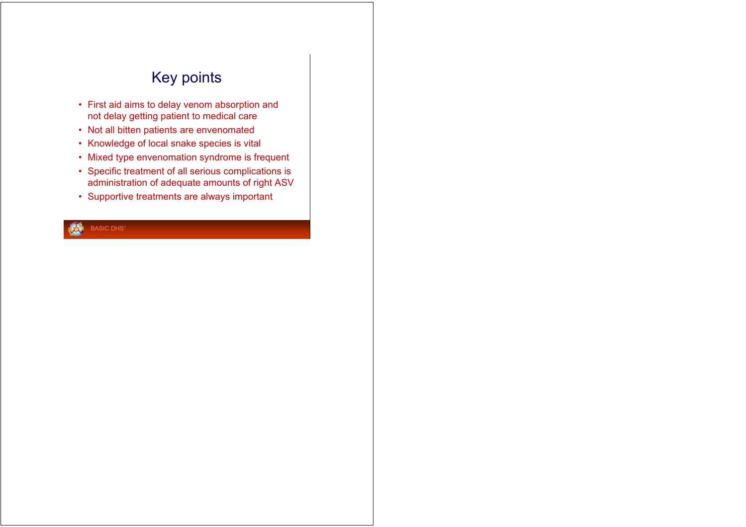# Key points

- First aid aims to delay venom absorption and not delay getting patient to medical care
- Not all bitten patients are envenomated
- Knowledge of local snake species is vital
- Mixed type envenomation syndrome is frequent
- Specific treatment of all serious complications is administration of adequate amounts of right ASV
- Supportive treatments are always important